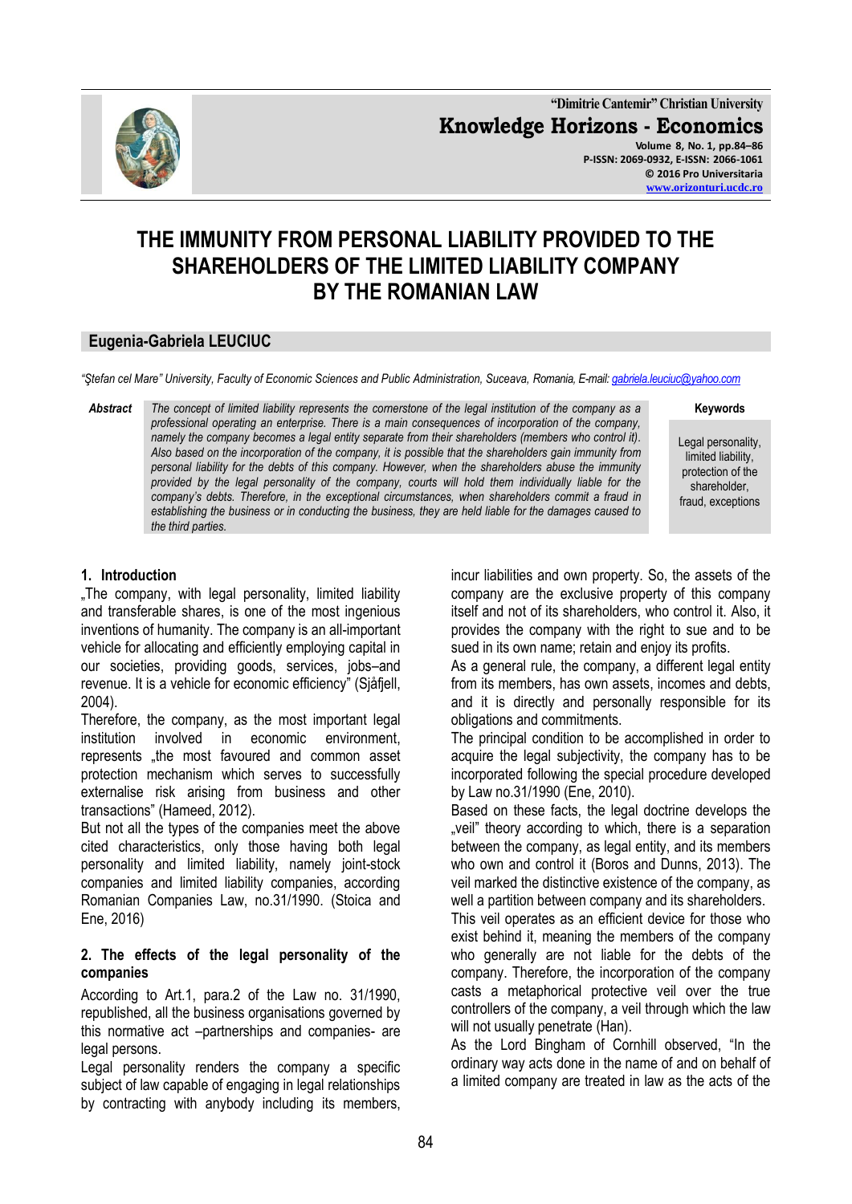# THE IMMUNITY FROM PERSONAL LIABILITY PROVIDED TO THE SHAREHOLDERS OF THE LIMITED LIABILITY COMPANY BY THE ROMANIAN LAW

**Eugenia-Gabriela LEUCIUC**

*"Ştefan cel Mare" University, Faculty of Economic Sciences and Public Administration, Suceava, Romania, E-mail: gabriela.leuciuc@yahoo.com*

***Abstract*** *The concept of limited liability represents the cornerstone of the legal institution of the company as a professional operating an enterprise. There is a main consequences of incorporation of the company, namely the company becomes a legal entity separate from their shareholders (members who control it). Also based on the incorporation of the company, it is possible that the shareholders gain immunity from personal liability for the debts of this company. However, when the shareholders abuse the immunity provided by the legal personality of the company, courts will hold them individually liable for the company's debts. Therefore, in the exceptional circumstances, when shareholders commit a fraud in establishing the business or in conducting the business, they are held liable for the damages caused to the third parties.*

**Keywords**

Legal personality, limited liability, protection of the shareholder, fraud, exceptions

## 1. Introduction

„The company, with legal personality, limited liability and transferable shares, is one of the most ingenious inventions of humanity. The company is an all-important vehicle for allocating and efficiently employing capital in our societies, providing goods, services, jobs–and revenue. It is a vehicle for economic efficiency" (Sjåfjell, 2004).

Therefore, the company, as the most important legal institution involved in economic environment, represents „the most favoured and common asset protection mechanism which serves to successfully externalise risk arising from business and other transactions" (Hameed, 2012).

But not all the types of the companies meet the above cited characteristics, only those having both legal personality and limited liability, namely joint-stock companies and limited liability companies, according Romanian Companies Law, no.31/1990. (Stoica and Ene, 2016)

## 2. The effects of the legal personality of the companies

According to Art.1, para.2 of the Law no. 31/1990, republished, all the business organisations governed by this normative act –partnerships and companies- are legal persons.

Legal personality renders the company a specific subject of law capable of engaging in legal relationships by contracting with anybody including its members, incur liabilities and own property. So, the assets of the company are the exclusive property of this company itself and not of its shareholders, who control it. Also, it provides the company with the right to sue and to be sued in its own name; retain and enjoy its profits.

As a general rule, the company, a different legal entity from its members, has own assets, incomes and debts, and it is directly and personally responsible for its obligations and commitments.

The principal condition to be accomplished in order to acquire the legal subjectivity, the company has to be incorporated following the special procedure developed by Law no.31/1990 (Ene, 2010).

Based on these facts, the legal doctrine develops the „veil" theory according to which, there is a separation between the company, as legal entity, and its members who own and control it (Boros and Dunns, 2013). The veil marked the distinctive existence of the company, as well a partition between company and its shareholders.

This veil operates as an efficient device for those who exist behind it, meaning the members of the company who generally are not liable for the debts of the company. Therefore, the incorporation of the company casts a metaphorical protective veil over the true controllers of the company, a veil through which the law will not usually penetrate (Han).

As the Lord Bingham of Cornhill observed, "In the ordinary way acts done in the name of and on behalf of a limited company are treated in law as the acts of the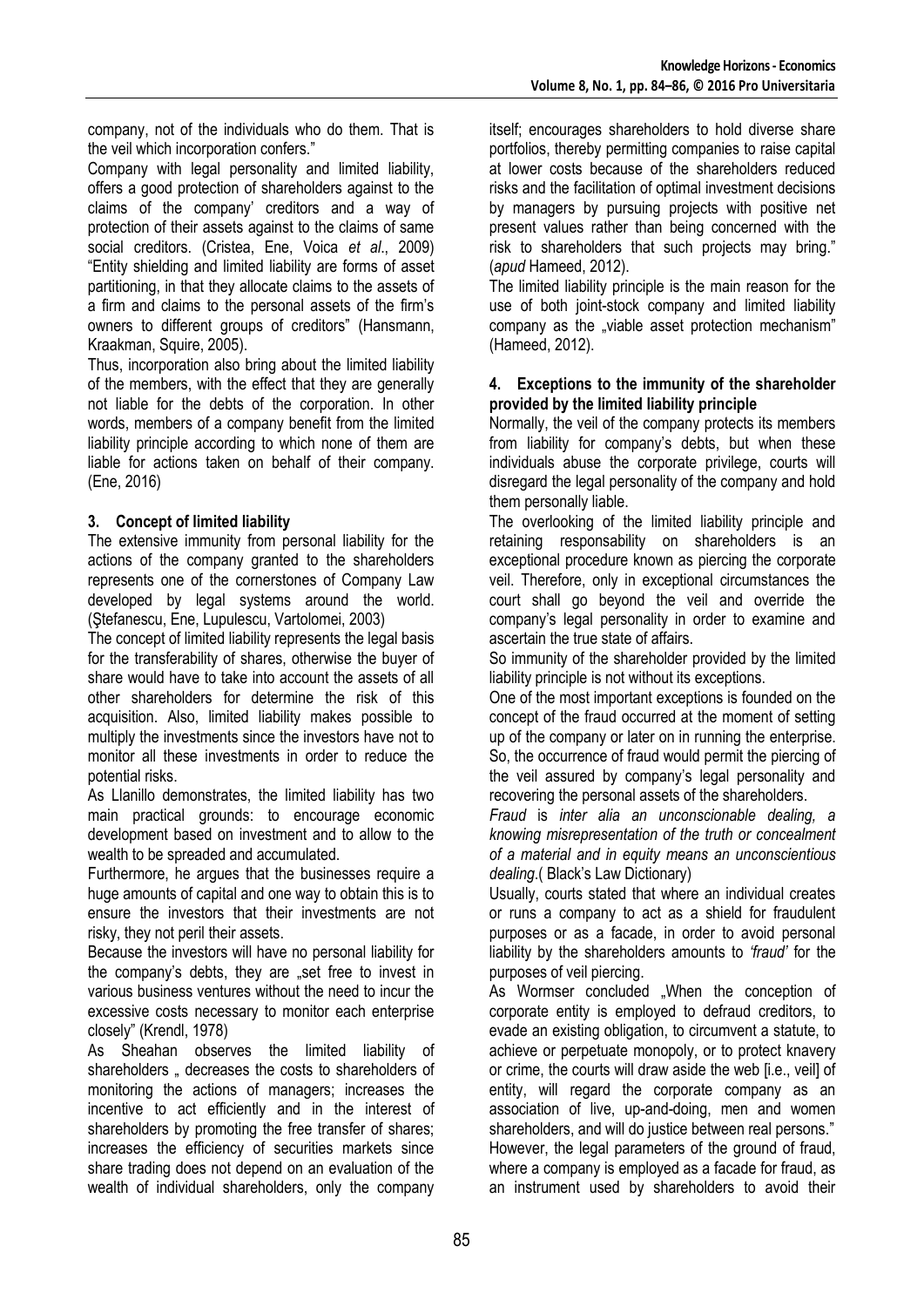company, not of the individuals who do them. That is the veil which incorporation confers."

Company with legal personality and limited liability, offers a good protection of shareholders against to the claims of the company' creditors and a way of protection of their assets against to the claims of same social creditors. (Cristea, Ene, Voica *et al*., 2009)

"Entity shielding and limited liability are forms of asset partitioning, in that they allocate claims to the assets of a firm and claims to the personal assets of the firm's owners to different groups of creditors" (Hansmann, Kraakman, Squire, 2005).

Thus, incorporation also bring about the limited liability of the members, with the effect that they are generally not liable for the debts of the corporation. In other words, members of a company benefit from the limited liability principle according to which none of them are liable for actions taken on behalf of their company. (Ene, 2016)

## 3. Concept of limited liability

The extensive immunity from personal liability for the actions of the company granted to the shareholders represents one of the cornerstones of Company Law developed by legal systems around the world. (Ştefanescu, Ene, Lupulescu, Vartolomei, 2003)

The concept of limited liability represents the legal basis for the transferability of shares, otherwise the buyer of share would have to take into account the assets of all other shareholders for determine the risk of this acquisition. Also, limited liability makes possible to multiply the investments since the investors have not to monitor all these investments in order to reduce the potential risks.

As Llanillo demonstrates, the limited liability has two main practical grounds: to encourage economic development based on investment and to allow to the wealth to be spreaded and accumulated.

Furthermore, he argues that the businesses require a huge amounts of capital and one way to obtain this is to ensure the investors that their investments are not risky, they not peril their assets.

Because the investors will have no personal liability for the company's debts, they are „set free to invest in various business ventures without the need to incur the excessive costs necessary to monitor each enterprise closely" (Krendl, 1978)

As Sheahan observes the limited liability of shareholders „ decreases the costs to shareholders of monitoring the actions of managers; increases the incentive to act efficiently and in the interest of shareholders by promoting the free transfer of shares; increases the efficiency of securities markets since share trading does not depend on an evaluation of the wealth of individual shareholders, only the company itself; encourages shareholders to hold diverse share portfolios, thereby permitting companies to raise capital at lower costs because of the shareholders reduced risks and the facilitation of optimal investment decisions by managers by pursuing projects with positive net present values rather than being concerned with the risk to shareholders that such projects may bring." (*apud* Hameed, 2012).

The limited liability principle is the main reason for the use of both joint-stock company and limited liability company as the „viable asset protection mechanism" (Hameed, 2012).

## 4. Exceptions to the immunity of the shareholder provided by the limited liability principle

Normally, the veil of the company protects its members from liability for company's debts, but when these individuals abuse the corporate privilege, courts will disregard the legal personality of the company and hold them personally liable.

The overlooking of the limited liability principle and retaining responsability on shareholders is an exceptional procedure known as piercing the corporate veil. Therefore, only in exceptional circumstances the court shall go beyond the veil and override the company's legal personality in order to examine and ascertain the true state of affairs.

So immunity of the shareholder provided by the limited liability principle is not without its exceptions.

One of the most important exceptions is founded on the concept of the fraud occurred at the moment of setting up of the company or later on in running the enterprise. So, the occurrence of fraud would permit the piercing of the veil assured by company's legal personality and recovering the personal assets of the shareholders.

*Fraud* is *inter alia an unconscionable dealing, a knowing misrepresentation of the truth or concealment of a material and in equity means an unconscientious dealing*.( Black's Law Dictionary)

Usually, courts stated that where an individual creates or runs a company to act as a shield for fraudulent purposes or as a facade, in order to avoid personal liability by the shareholders amounts to *'fraud'* for the purposes of veil piercing.

As Wormser concluded „When the conception of corporate entity is employed to defraud creditors, to evade an existing obligation, to circumvent a statute, to achieve or perpetuate monopoly, or to protect knavery or crime, the courts will draw aside the web [i.e., veil] of entity, will regard the corporate company as an association of live, up-and-doing, men and women shareholders, and will do justice between real persons."

However, the legal parameters of the ground of fraud, where a company is employed as a facade for fraud, as an instrument used by shareholders to avoid their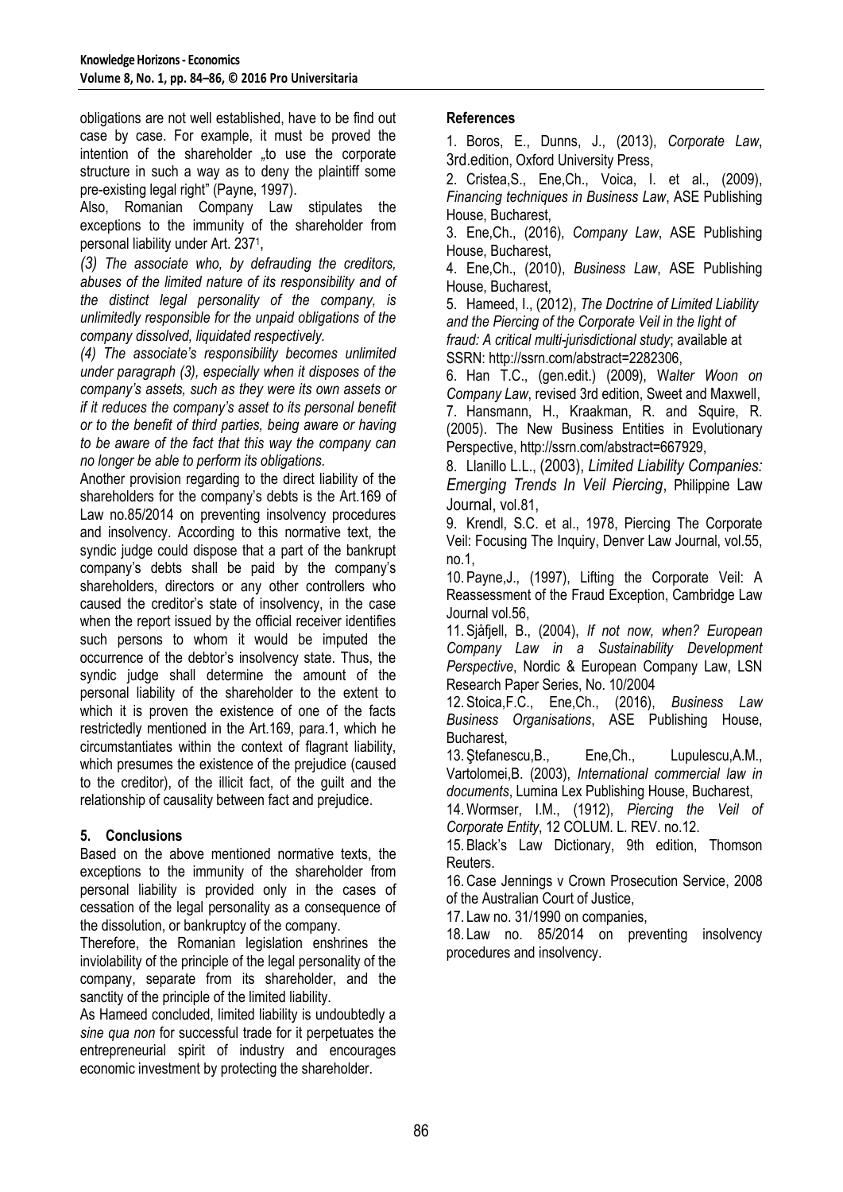obligations are not well established, have to be find out case by case. For example, it must be proved the intention of the shareholder „to use the corporate structure in such a way as to deny the plaintiff some pre-existing legal right" (Payne, 1997).

Also, Romanian Company Law stipulates the exceptions to the immunity of the shareholder from personal liability under Art. 237[1],

*(3) The associate who, by defrauding the creditors, abuses of the limited nature of its responsibility and of the distinct legal personality of the company, is unlimitedly responsible for the unpaid obligations of the company dissolved, liquidated respectively.*

*(4) The associate's responsibility becomes unlimited under paragraph (3), especially when it disposes of the company's assets, such as they were its own assets or if it reduces the company's asset to its personal benefit or to the benefit of third parties, being aware or having to be aware of the fact that this way the company can no longer be able to perform its obligations.*

Another provision regarding to the direct liability of the shareholders for the company's debts is the Art.169 of Law no.85/2014 on preventing insolvency procedures and insolvency. According to this normative text, the syndic judge could dispose that a part of the bankrupt company's debts shall be paid by the company's shareholders, directors or any other controllers who caused the creditor's state of insolvency, in the case when the report issued by the official receiver identifies such persons to whom it would be imputed the occurrence of the debtor's insolvency state. Thus, the syndic judge shall determine the amount of the personal liability of the shareholder to the extent to which it is proven the existence of one of the facts restrictedly mentioned in the Art.169, para.1, which he circumstantiates within the context of flagrant liability, which presumes the existence of the prejudice (caused to the creditor), of the illicit fact, of the guilt and the relationship of causality between fact and prejudice.

## 5. Conclusions

Based on the above mentioned normative texts, the exceptions to the immunity of the shareholder from personal liability is provided only in the cases of cessation of the legal personality as a consequence of the dissolution, or bankruptcy of the company.

Therefore, the Romanian legislation enshrines the inviolability of the principle of the legal personality of the company, separate from its shareholder, and the sanctity of the principle of the limited liability.

As Hameed concluded, limited liability is undoubtedly a *sine qua non* for successful trade for it perpetuates the entrepreneurial spirit of industry and encourages economic investment by protecting the shareholder.

## References

1. Boros, E., Dunns, J., (2013), *Corporate Law*, 3rd.edition, Oxford University Press,
2. Cristea,S., Ene,Ch., Voica, I. et al., (2009), *Financing techniques in Business Law*, ASE Publishing House, Bucharest,
3. Ene,Ch., (2016), *Company Law*, ASE Publishing House, Bucharest,
4. Ene,Ch., (2010), *Business Law*, ASE Publishing House, Bucharest,
5. Hameed, I., (2012), *The Doctrine of Limited Liability and the Piercing of the Corporate Veil in the light of fraud: A critical multi-jurisdictional study*; available at SSRN: http://ssrn.com/abstract=2282306,
6. Han T.C., (gen.edit.) (2009), W*alter Woon on Company Law*, revised 3rd edition, Sweet and Maxwell,
7. Hansmann, H., Kraakman, R. and Squire, R. (2005). The New Business Entities in Evolutionary Perspective, http://ssrn.com/abstract=667929,
8. Llanillo L.L., (2003), *Limited Liability Companies: Emerging Trends In Veil Piercing*, Philippine Law Journal, vol.81,
9. Krendl, S.C. et al., 1978, Piercing The Corporate Veil: Focusing The Inquiry, Denver Law Journal, vol.55, no.1,
10. Payne,J., (1997), Lifting the Corporate Veil: A Reassessment of the Fraud Exception, Cambridge Law Journal vol.56,
11. Sjåfjell, B., (2004), *If not now, when? European Company Law in a Sustainability Development Perspective*, Nordic & European Company Law, LSN Research Paper Series, No. 10/2004
12. Stoica,F.C., Ene,Ch., (2016), *Business Law Business Organisations*, ASE Publishing House, Bucharest,
13. Ştefanescu,B., Ene,Ch., Lupulescu,A.M., Vartolomei,B. (2003), *International commercial law in documents*, Lumina Lex Publishing House, Bucharest,
14. Wormser, I.M., (1912), *Piercing the Veil of Corporate Entity*, 12 COLUM. L. REV. no.12.
15. Black's Law Dictionary, 9th edition, Thomson Reuters.
16. Case Jennings v Crown Prosecution Service, 2008 of the Australian Court of Justice,
17. Law no. 31/1990 on companies,
18. Law no. 85/2014 on preventing insolvency procedures and insolvency.